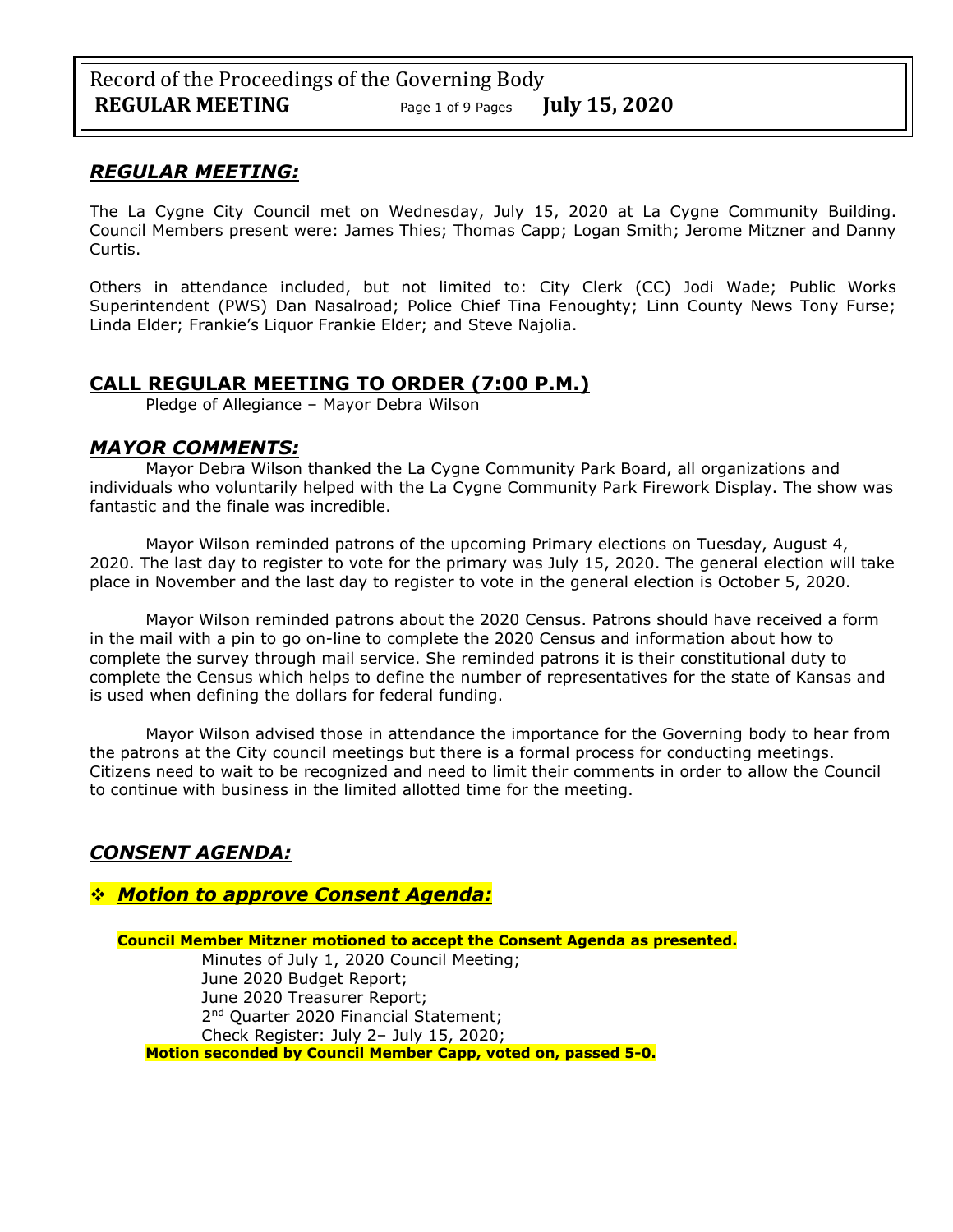## *REGULAR MEETING:*

The La Cygne City Council met on Wednesday, July 15, 2020 at La Cygne Community Building. Council Members present were: James Thies; Thomas Capp; Logan Smith; Jerome Mitzner and Danny Curtis.

Others in attendance included, but not limited to: City Clerk (CC) Jodi Wade; Public Works Superintendent (PWS) Dan Nasalroad; Police Chief Tina Fenoughty; Linn County News Tony Furse; Linda Elder; Frankie's Liquor Frankie Elder; and Steve Najolia.

## CALL REGULAR MEETING TO ORDER (7:00 P.M.)

Pledge of Allegiance – Mayor Debra Wilson

## *MAYOR COMMENTS:*

Mayor Debra Wilson thanked the La Cygne Community Park Board, all organizations and individuals who voluntarily helped with the La Cygne Community Park Firework Display. The show was fantastic and the finale was incredible.

Mayor Wilson reminded patrons of the upcoming Primary elections on Tuesday, August 4, 2020. The last day to register to vote for the primary was July 15, 2020. The general election will take place in November and the last day to register to vote in the general election is October 5, 2020.

Mayor Wilson reminded patrons about the 2020 Census. Patrons should have received a form in the mail with a pin to go on-line to complete the 2020 Census and information about how to complete the survey through mail service. She reminded patrons it is their constitutional duty to complete the Census which helps to define the number of representatives for the state of Kansas and is used when defining the dollars for federal funding.

Mayor Wilson advised those in attendance the importance for the Governing body to hear from the patrons at the City council meetings but there is a formal process for conducting meetings. Citizens need to wait to be recognized and need to limit their comments in order to allow the Council to continue with business in the limited allotted time for the meeting.

## *CONSENT AGENDA:*

### ❖ *Motion to approve Consent Agenda:*

**Council Member Mitzner motioned to accept the Consent Agenda as presented.**

- Minutes of July 1, 2020 Council Meeting;
- June 2020 Budget Report;
- June 2020 Treasurer Report;
- 2nd Quarter 2020 Financial Statement;
- Check Register: July 2– July 15, 2020;

**Motion seconded by Council Member Capp, voted on, passed 5-0.**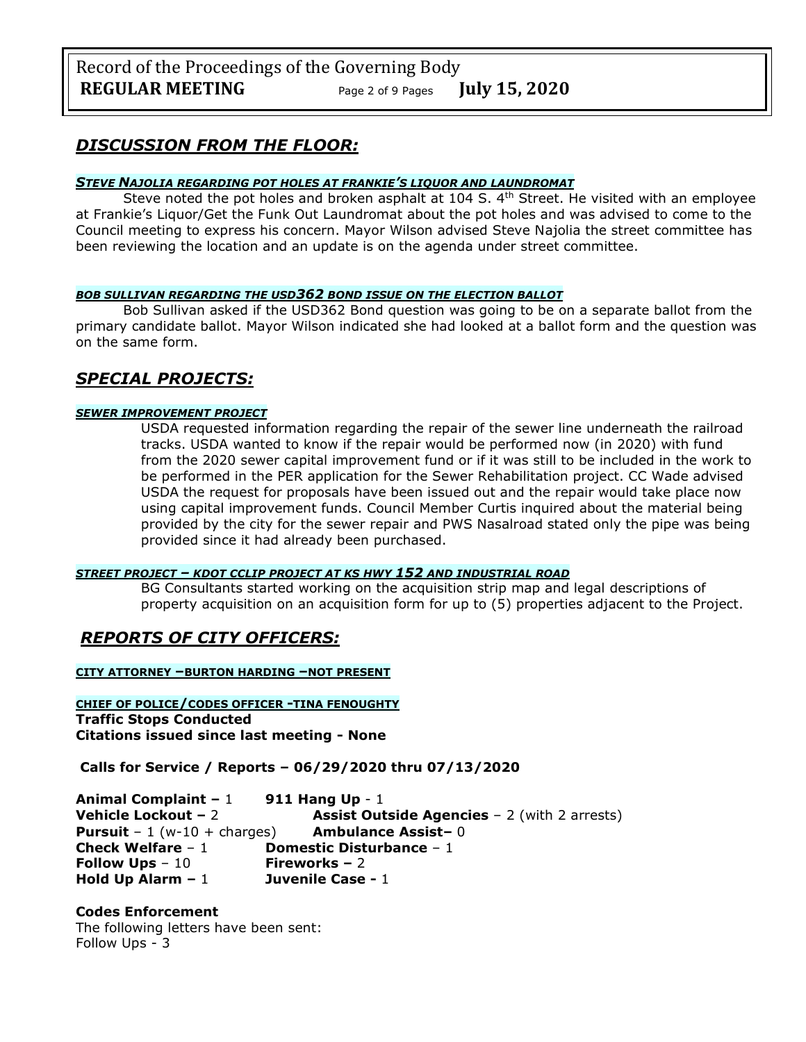## *DISCUSSION FROM THE FLOOR:*

#### *STEVE NAJOLIA REGARDING POT HOLES AT FRANKIE'S LIQUOR AND LAUNDROMAT*

Steve noted the pot holes and broken asphalt at 104 S. 4th Street. He visited with an employee at Frankie's Liquor/Get the Funk Out Laundromat about the pot holes and was advised to come to the Council meeting to express his concern. Mayor Wilson advised Steve Najolia the street committee has been reviewing the location and an update is on the agenda under street committee.

#### *BOB SULLIVAN REGARDING THE USD362 BOND ISSUE ON THE ELECTION BALLOT*

Bob Sullivan asked if the USD362 Bond question was going to be on a separate ballot from the primary candidate ballot. Mayor Wilson indicated she had looked at a ballot form and the question was on the same form.

## *SPECIAL PROJECTS:*

#### *SEWER IMPROVEMENT PROJECT*

USDA requested information regarding the repair of the sewer line underneath the railroad tracks. USDA wanted to know if the repair would be performed now (in 2020) with fund from the 2020 sewer capital improvement fund or if it was still to be included in the work to be performed in the PER application for the Sewer Rehabilitation project. CC Wade advised USDA the request for proposals have been issued out and the repair would take place now using capital improvement funds. Council Member Curtis inquired about the material being provided by the city for the sewer repair and PWS Nasalroad stated only the pipe was being provided since it had already been purchased.

#### *STREET PROJECT – KDOT CCLIP PROJECT AT KS HWY 152 AND INDUSTRIAL ROAD*

BG Consultants started working on the acquisition strip map and legal descriptions of property acquisition on an acquisition form for up to (5) properties adjacent to the Project.

## *REPORTS OF CITY OFFICERS:*

#### CITY ATTORNEY –BURTON HARDING –NOT PRESENT

#### CHIEF OF POLICE/CODES OFFICER -TINA FENOUGHTY

**Traffic Stops Conducted**
**Citations issued since last meeting - None**

**Calls for Service / Reports – 06/29/2020 thru 07/13/2020**

**Animal Complaint –** 1
**911 Hang Up** - 1
**Vehicle Lockout –** 2
**Assist Outside Agencies** – 2 (with 2 arrests)
**Pursuit** – 1 (w-10 + charges)
**Ambulance Assist–** 0
**Check Welfare** – 1
**Domestic Disturbance** – 1
**Follow Ups** – 10
**Fireworks –** 2
**Hold Up Alarm –** 1
**Juvenile Case -** 1

**Codes Enforcement**
The following letters have been sent:
Follow Ups - 3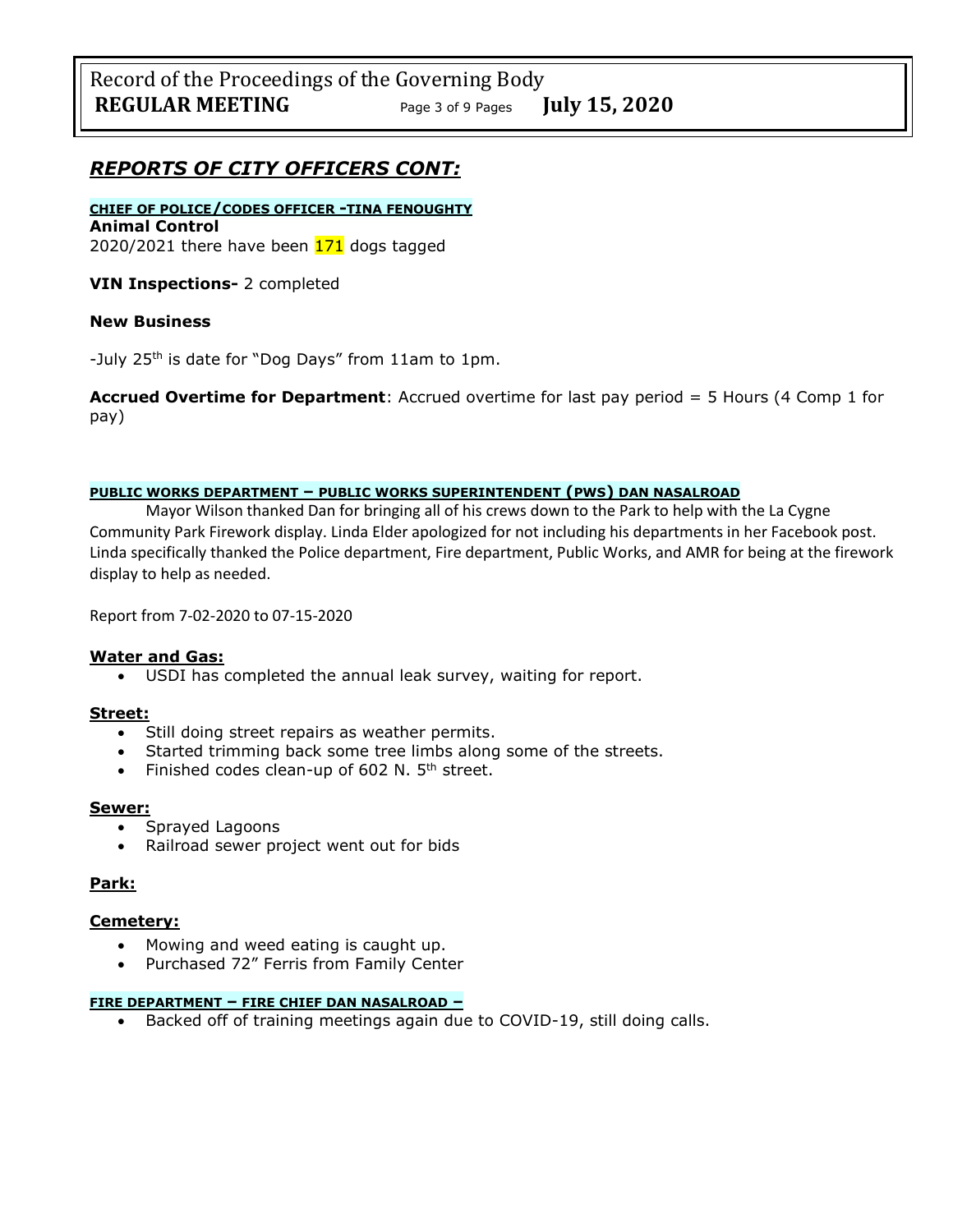## *REPORTS OF CITY OFFICERS CONT:*

**CHIEF OF POLICE/CODES OFFICER -TINA FENOUGHTY**

**Animal Control**

2020/2021 there have been 171 dogs tagged

**VIN Inspections-** 2 completed

**New Business**

-July 25th is date for "Dog Days" from 11am to 1pm.

**Accrued Overtime for Department**: Accrued overtime for last pay period = 5 Hours (4 Comp 1 for pay)

**PUBLIC WORKS DEPARTMENT – PUBLIC WORKS SUPERINTENDENT (PWS) DAN NASALROAD**

Mayor Wilson thanked Dan for bringing all of his crews down to the Park to help with the La Cygne Community Park Firework display. Linda Elder apologized for not including his departments in her Facebook post. Linda specifically thanked the Police department, Fire department, Public Works, and AMR for being at the firework display to help as needed.

Report from 7-02-2020 to 07-15-2020

**Water and Gas:**

- USDI has completed the annual leak survey, waiting for report.

**Street:**

- Still doing street repairs as weather permits.
- Started trimming back some tree limbs along some of the streets.
- Finished codes clean-up of 602 N. 5th street.

**Sewer:**

- Sprayed Lagoons
- Railroad sewer project went out for bids

**Park:**

**Cemetery:**

- Mowing and weed eating is caught up.
- Purchased 72" Ferris from Family Center

**FIRE DEPARTMENT – FIRE CHIEF DAN NASALROAD –**

- Backed off of training meetings again due to COVID-19, still doing calls.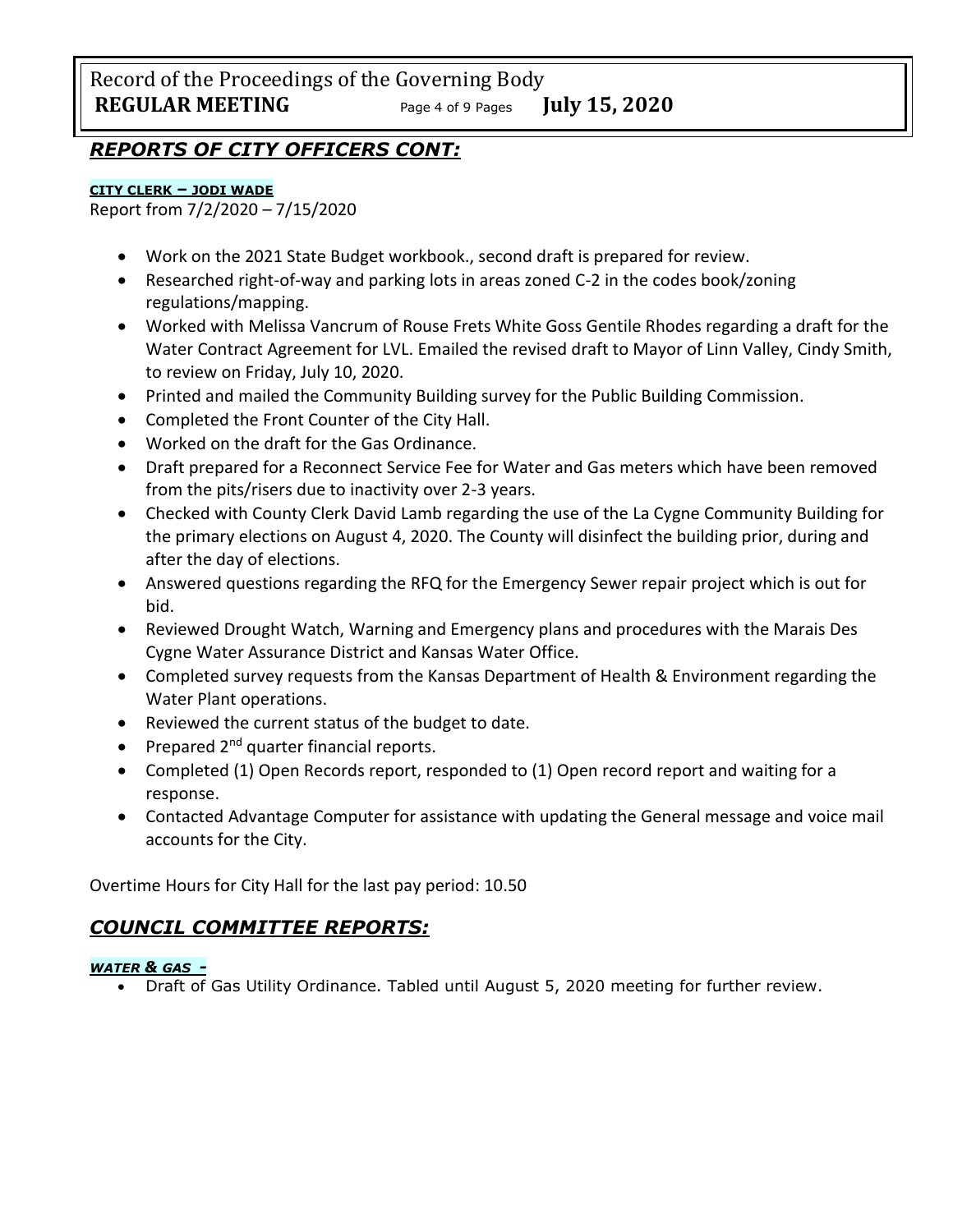## *REPORTS OF CITY OFFICERS CONT:*

**CITY CLERK – JODI WADE**

Report from 7/2/2020 – 7/15/2020

- Work on the 2021 State Budget workbook., second draft is prepared for review.
- Researched right-of-way and parking lots in areas zoned C-2 in the codes book/zoning regulations/mapping.
- Worked with Melissa Vancrum of Rouse Frets White Goss Gentile Rhodes regarding a draft for the Water Contract Agreement for LVL. Emailed the revised draft to Mayor of Linn Valley, Cindy Smith, to review on Friday, July 10, 2020.
- Printed and mailed the Community Building survey for the Public Building Commission.
- Completed the Front Counter of the City Hall.
- Worked on the draft for the Gas Ordinance.
- Draft prepared for a Reconnect Service Fee for Water and Gas meters which have been removed from the pits/risers due to inactivity over 2-3 years.
- Checked with County Clerk David Lamb regarding the use of the La Cygne Community Building for the primary elections on August 4, 2020. The County will disinfect the building prior, during and after the day of elections.
- Answered questions regarding the RFQ for the Emergency Sewer repair project which is out for bid.
- Reviewed Drought Watch, Warning and Emergency plans and procedures with the Marais Des Cygne Water Assurance District and Kansas Water Office.
- Completed survey requests from the Kansas Department of Health & Environment regarding the Water Plant operations.
- Reviewed the current status of the budget to date.
- Prepared 2nd quarter financial reports.
- Completed (1) Open Records report, responded to (1) Open record report and waiting for a response.
- Contacted Advantage Computer for assistance with updating the General message and voice mail accounts for the City.

Overtime Hours for City Hall for the last pay period: 10.50

## *COUNCIL COMMITTEE REPORTS:*

***WATER & GAS -***

- Draft of Gas Utility Ordinance. Tabled until August 5, 2020 meeting for further review.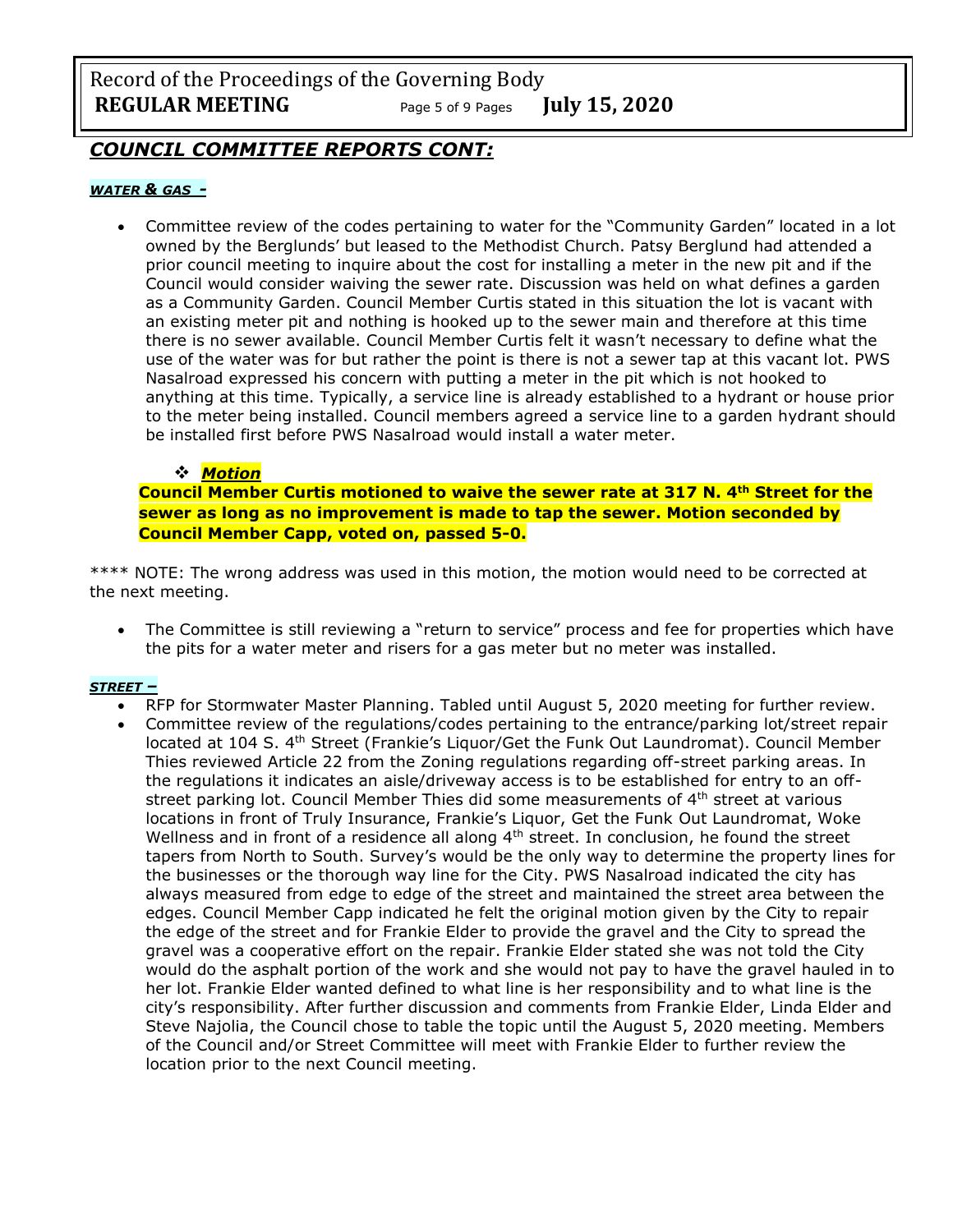## *COUNCIL COMMITTEE REPORTS CONT:*

***WATER & GAS -***

- Committee review of the codes pertaining to water for the "Community Garden" located in a lot owned by the Berglunds' but leased to the Methodist Church. Patsy Berglund had attended a prior council meeting to inquire about the cost for installing a meter in the new pit and if the Council would consider waiving the sewer rate. Discussion was held on what defines a garden as a Community Garden. Council Member Curtis stated in this situation the lot is vacant with an existing meter pit and nothing is hooked up to the sewer main and therefore at this time there is no sewer available. Council Member Curtis felt it wasn't necessary to define what the use of the water was for but rather the point is there is not a sewer tap at this vacant lot. PWS Nasalroad expressed his concern with putting a meter in the pit which is not hooked to anything at this time. Typically, a service line is already established to a hydrant or house prior to the meter being installed. Council members agreed a service line to a garden hydrant should be installed first before PWS Nasalroad would install a water meter.

  - ***Motion***

**Council Member Curtis motioned to waive the sewer rate at 317 N. 4th Street for the sewer as long as no improvement is made to tap the sewer. Motion seconded by Council Member Capp, voted on, passed 5-0.**

**** NOTE: The wrong address was used in this motion, the motion would need to be corrected at the next meeting.

- The Committee is still reviewing a "return to service" process and fee for properties which have the pits for a water meter and risers for a gas meter but no meter was installed.

***STREET –***

- RFP for Stormwater Master Planning. Tabled until August 5, 2020 meeting for further review.
- Committee review of the regulations/codes pertaining to the entrance/parking lot/street repair located at 104 S. 4th Street (Frankie's Liquor/Get the Funk Out Laundromat). Council Member Thies reviewed Article 22 from the Zoning regulations regarding off-street parking areas. In the regulations it indicates an aisle/driveway access is to be established for entry to an off-street parking lot. Council Member Thies did some measurements of 4th street at various locations in front of Truly Insurance, Frankie's Liquor, Get the Funk Out Laundromat, Woke Wellness and in front of a residence all along 4th street. In conclusion, he found the street tapers from North to South. Survey's would be the only way to determine the property lines for the businesses or the thorough way line for the City. PWS Nasalroad indicated the city has always measured from edge to edge of the street and maintained the street area between the edges. Council Member Capp indicated he felt the original motion given by the City to repair the edge of the street and for Frankie Elder to provide the gravel and the City to spread the gravel was a cooperative effort on the repair. Frankie Elder stated she was not told the City would do the asphalt portion of the work and she would not pay to have the gravel hauled in to her lot. Frankie Elder wanted defined to what line is her responsibility and to what line is the city's responsibility. After further discussion and comments from Frankie Elder, Linda Elder and Steve Najolia, the Council chose to table the topic until the August 5, 2020 meeting. Members of the Council and/or Street Committee will meet with Frankie Elder to further review the location prior to the next Council meeting.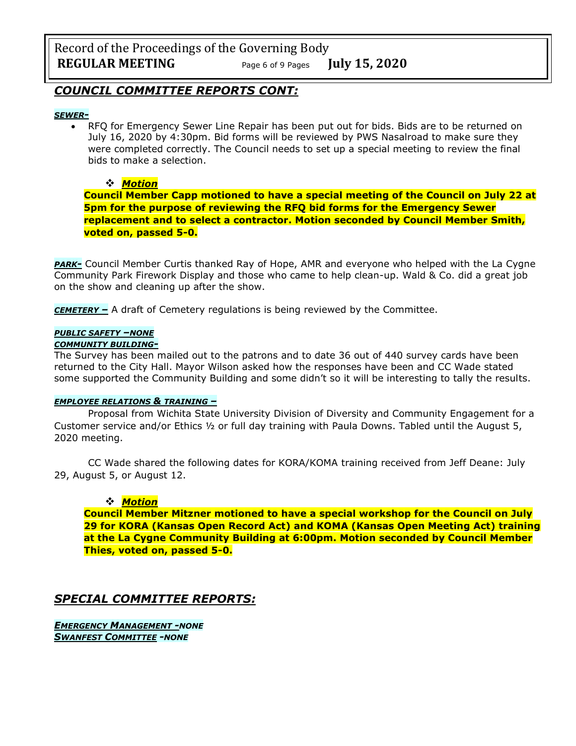## *COUNCIL COMMITTEE REPORTS CONT:*

***SEWER-***

- RFQ for Emergency Sewer Line Repair has been put out for bids. Bids are to be returned on July 16, 2020 by 4:30pm. Bid forms will be reviewed by PWS Nasalroad to make sure they were completed correctly. The Council needs to set up a special meeting to review the final bids to make a selection.

❖ ***Motion***

**Council Member Capp motioned to have a special meeting of the Council on July 22 at 5pm for the purpose of reviewing the RFQ bid forms for the Emergency Sewer replacement and to select a contractor. Motion seconded by Council Member Smith, voted on, passed 5-0.**

***PARK-*** Council Member Curtis thanked Ray of Hope, AMR and everyone who helped with the La Cygne Community Park Firework Display and those who came to help clean-up. Wald & Co. did a great job on the show and cleaning up after the show.

***CEMETERY –*** A draft of Cemetery regulations is being reviewed by the Committee.

***PUBLIC SAFETY –NONE***

***COMMUNITY BUILDING-***

The Survey has been mailed out to the patrons and to date 36 out of 440 survey cards have been returned to the City Hall. Mayor Wilson asked how the responses have been and CC Wade stated some supported the Community Building and some didn't so it will be interesting to tally the results.

***EMPLOYEE RELATIONS & TRAINING –***

Proposal from Wichita State University Division of Diversity and Community Engagement for a Customer service and/or Ethics ½ or full day training with Paula Downs. Tabled until the August 5, 2020 meeting.

CC Wade shared the following dates for KORA/KOMA training received from Jeff Deane: July 29, August 5, or August 12.

❖ ***Motion***

**Council Member Mitzner motioned to have a special workshop for the Council on July 29 for KORA (Kansas Open Record Act) and KOMA (Kansas Open Meeting Act) training at the La Cygne Community Building at 6:00pm. Motion seconded by Council Member Thies, voted on, passed 5-0.**

## *SPECIAL COMMITTEE REPORTS:*

***EMERGENCY MANAGEMENT -NONE***

***SWANFEST COMMITTEE -NONE***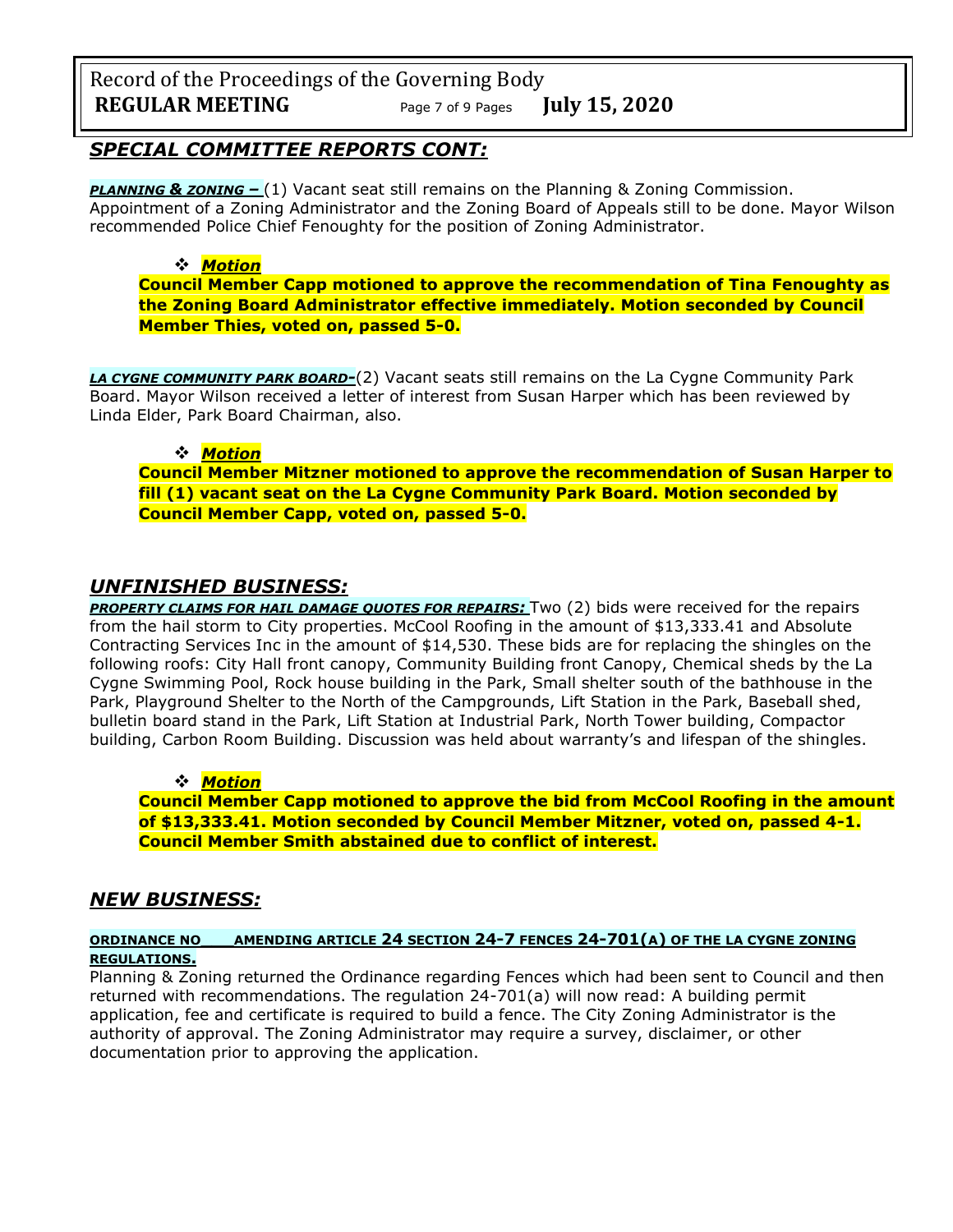## *SPECIAL COMMITTEE REPORTS CONT:*

***PLANNING & ZONING –*** (1) Vacant seat still remains on the Planning & Zoning Commission. Appointment of a Zoning Administrator and the Zoning Board of Appeals still to be done. Mayor Wilson recommended Police Chief Fenoughty for the position of Zoning Administrator.

- ***Motion***

**Council Member Capp motioned to approve the recommendation of Tina Fenoughty as the Zoning Board Administrator effective immediately. Motion seconded by Council Member Thies, voted on, passed 5-0.**

***LA CYGNE COMMUNITY PARK BOARD-***(2) Vacant seats still remains on the La Cygne Community Park Board. Mayor Wilson received a letter of interest from Susan Harper which has been reviewed by Linda Elder, Park Board Chairman, also.

- ***Motion***

**Council Member Mitzner motioned to approve the recommendation of Susan Harper to fill (1) vacant seat on the La Cygne Community Park Board. Motion seconded by Council Member Capp, voted on, passed 5-0.**

## *UNFINISHED BUSINESS:*

***PROPERTY CLAIMS FOR HAIL DAMAGE QUOTES FOR REPAIRS:*** Two (2) bids were received for the repairs from the hail storm to City properties. McCool Roofing in the amount of $13,333.41 and Absolute Contracting Services Inc in the amount of $14,530. These bids are for replacing the shingles on the following roofs: City Hall front canopy, Community Building front Canopy, Chemical sheds by the La Cygne Swimming Pool, Rock house building in the Park, Small shelter south of the bathhouse in the Park, Playground Shelter to the North of the Campgrounds, Lift Station in the Park, Baseball shed, bulletin board stand in the Park, Lift Station at Industrial Park, North Tower building, Compactor building, Carbon Room Building. Discussion was held about warranty's and lifespan of the shingles.

- ***Motion***

**Council Member Capp motioned to approve the bid from McCool Roofing in the amount of $13,333.41. Motion seconded by Council Member Mitzner, voted on, passed 4-1. Council Member Smith abstained due to conflict of interest.**

## *NEW BUSINESS:*

**ORDINANCE NO___AMENDING ARTICLE 24 SECTION 24-7 FENCES 24-701(A) OF THE LA CYGNE ZONING REGULATIONS.**

Planning & Zoning returned the Ordinance regarding Fences which had been sent to Council and then returned with recommendations. The regulation 24-701(a) will now read: A building permit application, fee and certificate is required to build a fence. The City Zoning Administrator is the authority of approval. The Zoning Administrator may require a survey, disclaimer, or other documentation prior to approving the application.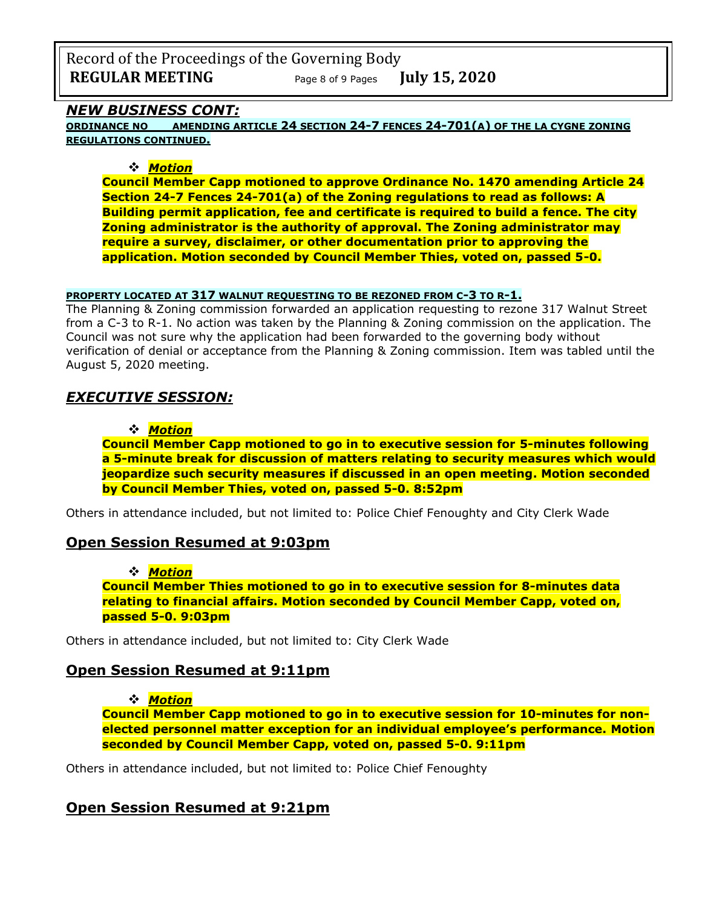## *NEW BUSINESS CONT:*

**ORDINANCE NO ___ AMENDING ARTICLE 24 SECTION 24-7 FENCES 24-701(A) OF THE LA CYGNE ZONING REGULATIONS CONTINUED.**

❖ ***Motion***

**Council Member Capp motioned to approve Ordinance No. 1470 amending Article 24 Section 24-7 Fences 24-701(a) of the Zoning regulations to read as follows: A Building permit application, fee and certificate is required to build a fence. The city Zoning administrator is the authority of approval. The Zoning administrator may require a survey, disclaimer, or other documentation prior to approving the application. Motion seconded by Council Member Thies, voted on, passed 5-0.**

**PROPERTY LOCATED AT 317 WALNUT REQUESTING TO BE REZONED FROM C-3 TO R-1.**

The Planning & Zoning commission forwarded an application requesting to rezone 317 Walnut Street from a C-3 to R-1. No action was taken by the Planning & Zoning commission on the application. The Council was not sure why the application had been forwarded to the governing body without verification of denial or acceptance from the Planning & Zoning commission. Item was tabled until the August 5, 2020 meeting.

## *EXECUTIVE SESSION:*

❖ ***Motion***

**Council Member Capp motioned to go in to executive session for 5-minutes following a 5-minute break for discussion of matters relating to security measures which would jeopardize such security measures if discussed in an open meeting. Motion seconded by Council Member Thies, voted on, passed 5-0. 8:52pm**

Others in attendance included, but not limited to: Police Chief Fenoughty and City Clerk Wade

## Open Session Resumed at 9:03pm

❖ ***Motion***

**Council Member Thies motioned to go in to executive session for 8-minutes data relating to financial affairs. Motion seconded by Council Member Capp, voted on, passed 5-0. 9:03pm**

Others in attendance included, but not limited to: City Clerk Wade

## Open Session Resumed at 9:11pm

❖ ***Motion***

**Council Member Capp motioned to go in to executive session for 10-minutes for non-elected personnel matter exception for an individual employee's performance. Motion seconded by Council Member Capp, voted on, passed 5-0. 9:11pm**

Others in attendance included, but not limited to: Police Chief Fenoughty

## Open Session Resumed at 9:21pm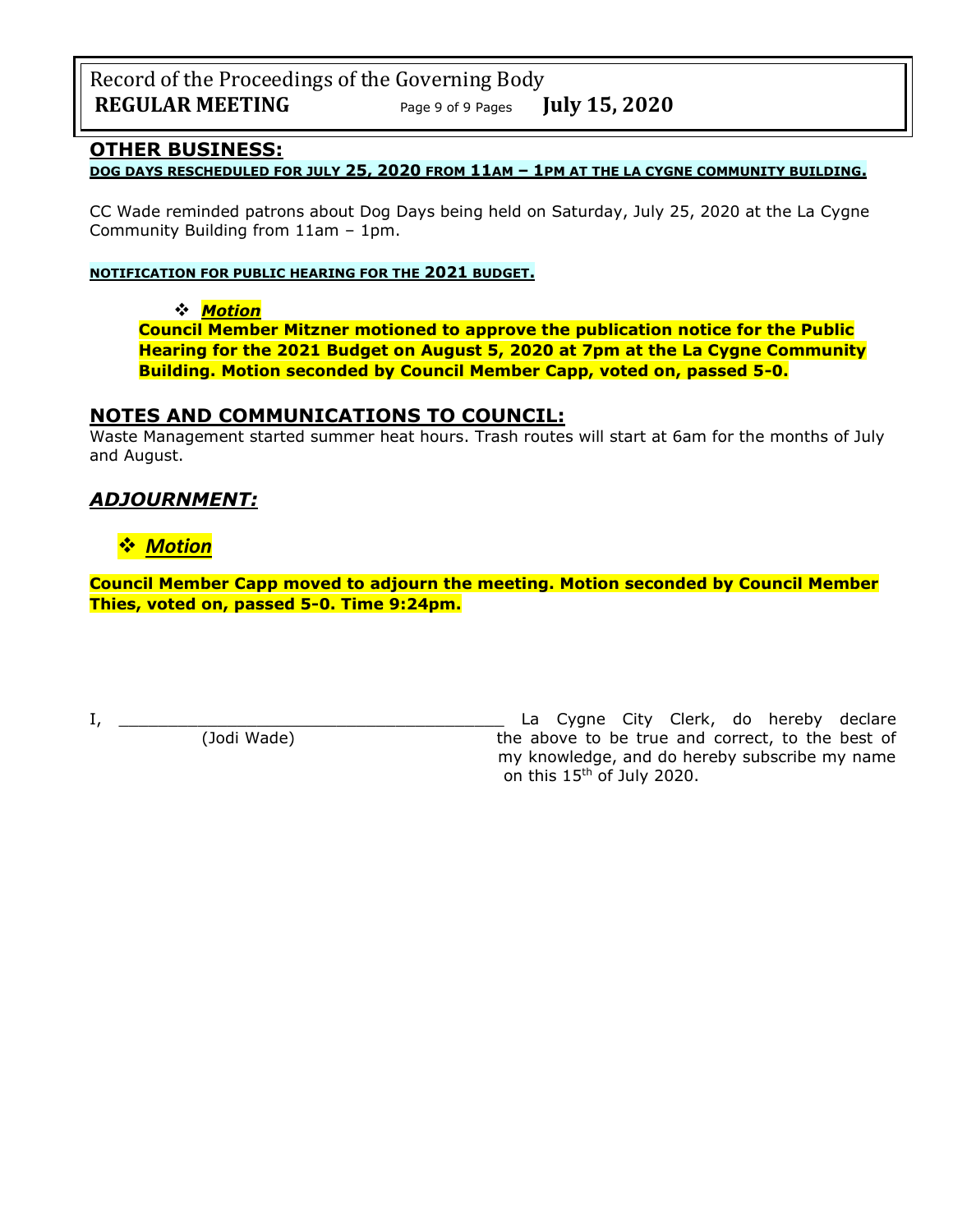## OTHER BUSINESS:

**DOG DAYS RESCHEDULED FOR JULY 25, 2020 FROM 11AM – 1PM AT THE LA CYGNE COMMUNITY BUILDING.**

CC Wade reminded patrons about Dog Days being held on Saturday, July 25, 2020 at the La Cygne Community Building from 11am – 1pm.

**NOTIFICATION FOR PUBLIC HEARING FOR THE 2021 BUDGET.**

- ***Motion***

**Council Member Mitzner motioned to approve the publication notice for the Public Hearing for the 2021 Budget on August 5, 2020 at 7pm at the La Cygne Community Building. Motion seconded by Council Member Capp, voted on, passed 5-0.**

## NOTES AND COMMUNICATIONS TO COUNCIL:

Waste Management started summer heat hours. Trash routes will start at 6am for the months of July and August.

## *ADJOURNMENT:*

- ***Motion***

**Council Member Capp moved to adjourn the meeting. Motion seconded by Council Member Thies, voted on, passed 5-0. Time 9:24pm.**

I, ________________________________________ La Cygne City Clerk, do hereby declare
(Jodi Wade) the above to be true and correct, to the best of my knowledge, and do hereby subscribe my name on this 15th of July 2020.